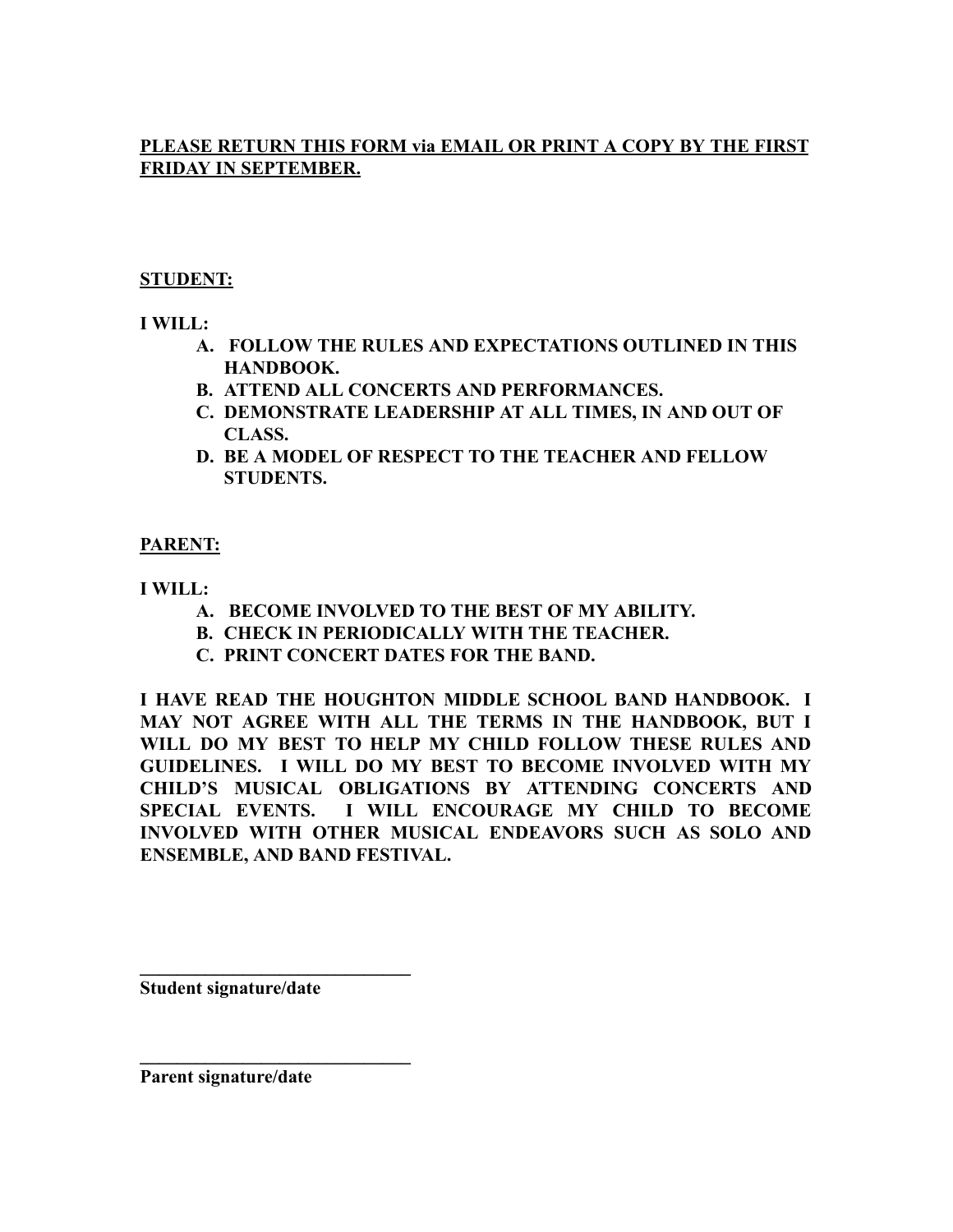**PLEASE RETURN THIS FORM via EMAIL OR PRINT A COPY BY THE FIRST FRIDAY IN SEPTEMBER.**

**STUDENT:**

**I WILL:**

A. **FOLLOW THE RULES AND EXPECTATIONS OUTLINED IN THIS HANDBOOK.**
B. **ATTEND ALL CONCERTS AND PERFORMANCES.**
C. **DEMONSTRATE LEADERSHIP AT ALL TIMES, IN AND OUT OF CLASS.**
D. **BE A MODEL OF RESPECT TO THE TEACHER AND FELLOW STUDENTS.**

**PARENT:**

**I WILL:**

A. **BECOME INVOLVED TO THE BEST OF MY ABILITY.**
B. **CHECK IN PERIODICALLY WITH THE TEACHER.**
C. **PRINT CONCERT DATES FOR THE BAND.**

**I HAVE READ THE HOUGHTON MIDDLE SCHOOL BAND HANDBOOK. I MAY NOT AGREE WITH ALL THE TERMS IN THE HANDBOOK, BUT I WILL DO MY BEST TO HELP MY CHILD FOLLOW THESE RULES AND GUIDELINES. I WILL DO MY BEST TO BECOME INVOLVED WITH MY CHILD'S MUSICAL OBLIGATIONS BY ATTENDING CONCERTS AND SPECIAL EVENTS. I WILL ENCOURAGE MY CHILD TO BECOME INVOLVED WITH OTHER MUSICAL ENDEAVORS SUCH AS SOLO AND ENSEMBLE, AND BAND FESTIVAL.**

**______________________________**
**Student signature/date**

**______________________________**
**Parent signature/date**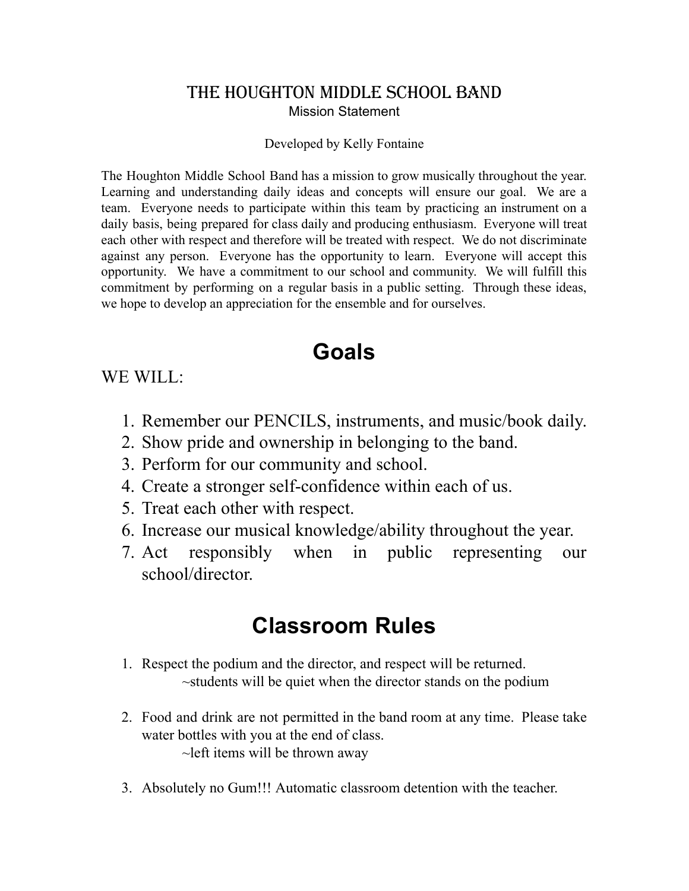# The Houghton Middle School Band

Mission Statement

Developed by Kelly Fontaine

The Houghton Middle School Band has a mission to grow musically throughout the year. Learning and understanding daily ideas and concepts will ensure our goal. We are a team. Everyone needs to participate within this team by practicing an instrument on a daily basis, being prepared for class daily and producing enthusiasm. Everyone will treat each other with respect and therefore will be treated with respect. We do not discriminate against any person. Everyone has the opportunity to learn. Everyone will accept this opportunity. We have a commitment to our school and community. We will fulfill this commitment by performing on a regular basis in a public setting. Through these ideas, we hope to develop an appreciation for the ensemble and for ourselves.

## Goals

WE WILL:

1. Remember our PENCILS, instruments, and music/book daily.
2. Show pride and ownership in belonging to the band.
3. Perform for our community and school.
4. Create a stronger self-confidence within each of us.
5. Treat each other with respect.
6. Increase our musical knowledge/ability throughout the year.
7. Act responsibly when in public representing our school/director.

## Classroom Rules

1. Respect the podium and the director, and respect will be returned.
   ~students will be quiet when the director stands on the podium

2. Food and drink are not permitted in the band room at any time. Please take water bottles with you at the end of class.
   ~left items will be thrown away

3. Absolutely no Gum!!! Automatic classroom detention with the teacher.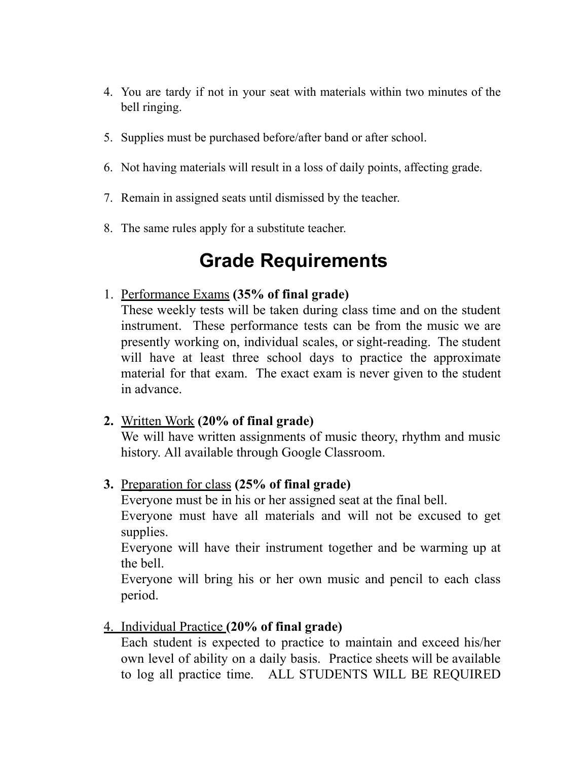4. You are tardy if not in your seat with materials within two minutes of the bell ringing.

5. Supplies must be purchased before/after band or after school.

6. Not having materials will result in a loss of daily points, affecting grade.

7. Remain in assigned seats until dismissed by the teacher.

8. The same rules apply for a substitute teacher.

# Grade Requirements

1. <u>Performance Exams</u> **(35% of final grade)**
   These weekly tests will be taken during class time and on the student instrument. These performance tests can be from the music we are presently working on, individual scales, or sight-reading. The student will have at least three school days to practice the approximate material for that exam. The exact exam is never given to the student in advance.

2. <u>Written Work</u> **(20% of final grade)**
   We will have written assignments of music theory, rhythm and music history. All available through Google Classroom.

3. <u>Preparation for class</u> **(25% of final grade)**
   Everyone must be in his or her assigned seat at the final bell.
   Everyone must have all materials and will not be excused to get supplies.
   Everyone will have their instrument together and be warming up at the bell.
   Everyone will bring his or her own music and pencil to each class period.

4. <u>Individual Practice</u> **(20% of final grade)**
   Each student is expected to practice to maintain and exceed his/her own level of ability on a daily basis. Practice sheets will be available to log all practice time. ALL STUDENTS WILL BE REQUIRED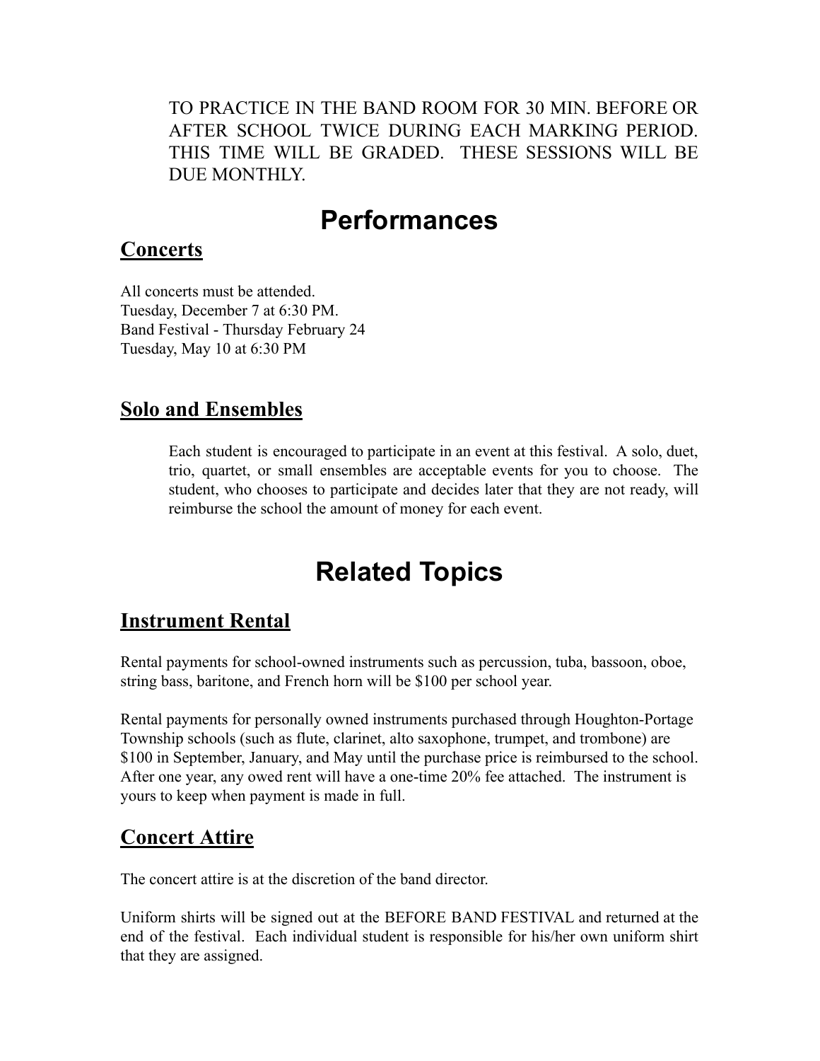TO PRACTICE IN THE BAND ROOM FOR 30 MIN. BEFORE OR AFTER SCHOOL TWICE DURING EACH MARKING PERIOD. THIS TIME WILL BE GRADED. THESE SESSIONS WILL BE DUE MONTHLY.

# Performances

## Concerts

All concerts must be attended.
Tuesday, December 7 at 6:30 PM.
Band Festival - Thursday February 24
Tuesday, May 10 at 6:30 PM

## Solo and Ensembles

Each student is encouraged to participate in an event at this festival. A solo, duet, trio, quartet, or small ensembles are acceptable events for you to choose. The student, who chooses to participate and decides later that they are not ready, will reimburse the school the amount of money for each event.

# Related Topics

## Instrument Rental

Rental payments for school-owned instruments such as percussion, tuba, bassoon, oboe, string bass, baritone, and French horn will be $100 per school year.

Rental payments for personally owned instruments purchased through Houghton-Portage Township schools (such as flute, clarinet, alto saxophone, trumpet, and trombone) are $100 in September, January, and May until the purchase price is reimbursed to the school. After one year, any owed rent will have a one-time 20% fee attached. The instrument is yours to keep when payment is made in full.

## Concert Attire

The concert attire is at the discretion of the band director.

Uniform shirts will be signed out at the BEFORE BAND FESTIVAL and returned at the end of the festival. Each individual student is responsible for his/her own uniform shirt that they are assigned.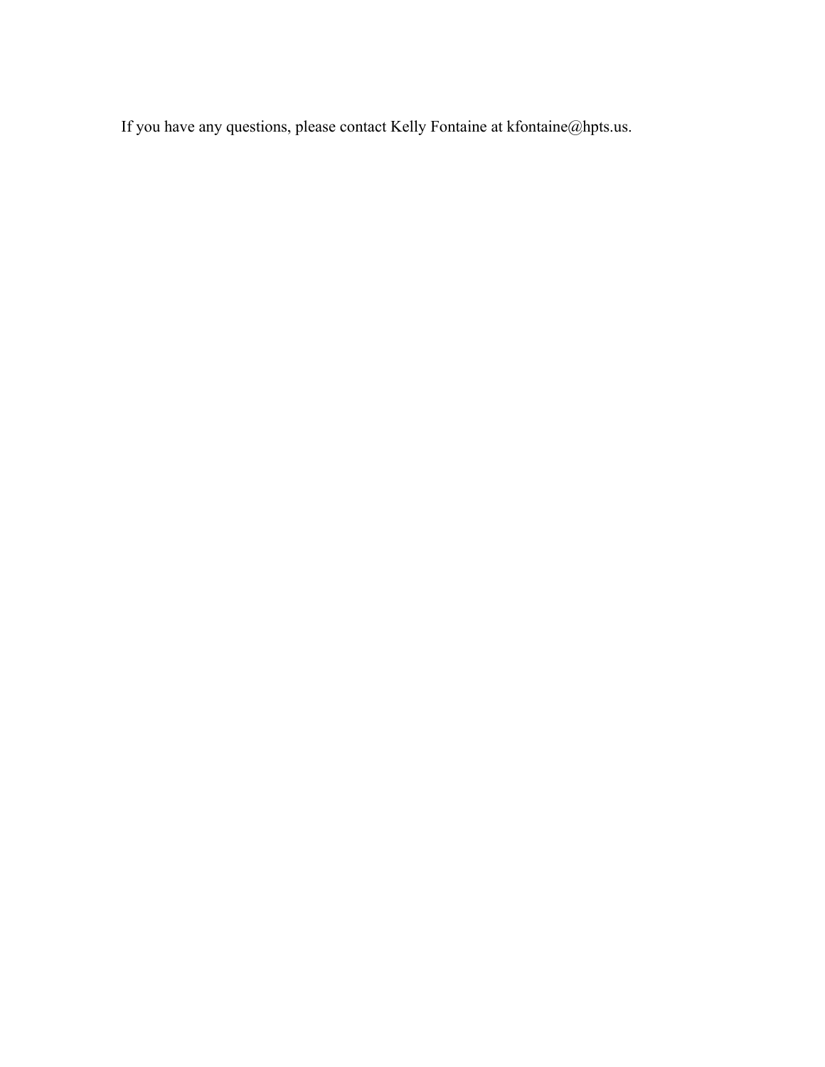If you have any questions, please contact Kelly Fontaine at kfontaine@hpts.us.